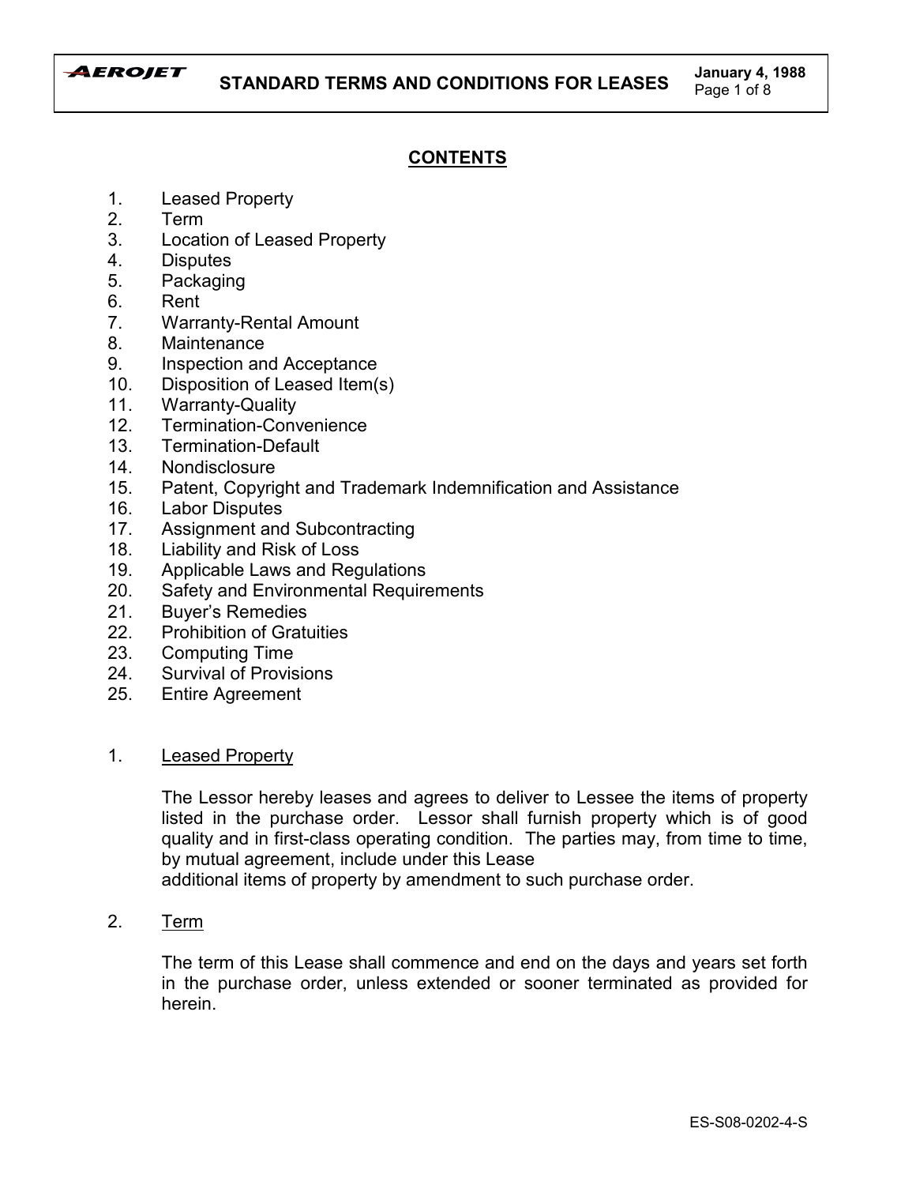# STANDARD TERMS AND CONDITIONS FOR LEASES

## CONTENTS

1. Leased Property
2. Term
3. Location of Leased Property
4. Disputes
5. Packaging
6. Rent
7. Warranty-Rental Amount
8. Maintenance
9. Inspection and Acceptance
10. Disposition of Leased Item(s)
11. Warranty-Quality
12. Termination-Convenience
13. Termination-Default
14. Nondisclosure
15. Patent, Copyright and Trademark Indemnification and Assistance
16. Labor Disputes
17. Assignment and Subcontracting
18. Liability and Risk of Loss
19. Applicable Laws and Regulations
20. Safety and Environmental Requirements
21. Buyer's Remedies
22. Prohibition of Gratuities
23. Computing Time
24. Survival of Provisions
25. Entire Agreement

## 1. Leased Property

The Lessor hereby leases and agrees to deliver to Lessee the items of property listed in the purchase order. Lessor shall furnish property which is of good quality and in first-class operating condition. The parties may, from time to time, by mutual agreement, include under this Lease additional items of property by amendment to such purchase order.

## 2. Term

The term of this Lease shall commence and end on the days and years set forth in the purchase order, unless extended or sooner terminated as provided for herein.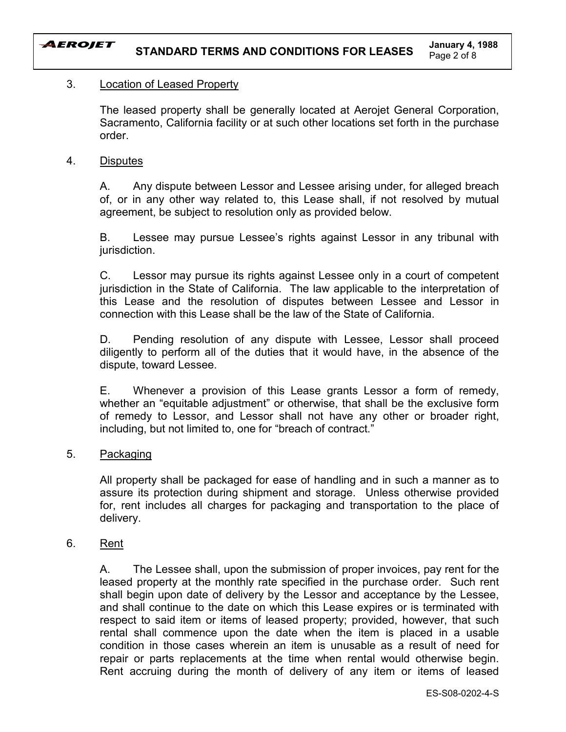3. <u>Location of Leased Property</u>

The leased property shall be generally located at Aerojet General Corporation, Sacramento, California facility or at such other locations set forth in the purchase order.

4. <u>Disputes</u>

A. Any dispute between Lessor and Lessee arising under, for alleged breach of, or in any other way related to, this Lease shall, if not resolved by mutual agreement, be subject to resolution only as provided below.

B. Lessee may pursue Lessee's rights against Lessor in any tribunal with jurisdiction.

C. Lessor may pursue its rights against Lessee only in a court of competent jurisdiction in the State of California. The law applicable to the interpretation of this Lease and the resolution of disputes between Lessee and Lessor in connection with this Lease shall be the law of the State of California.

D. Pending resolution of any dispute with Lessee, Lessor shall proceed diligently to perform all of the duties that it would have, in the absence of the dispute, toward Lessee.

E. Whenever a provision of this Lease grants Lessor a form of remedy, whether an "equitable adjustment" or otherwise, that shall be the exclusive form of remedy to Lessor, and Lessor shall not have any other or broader right, including, but not limited to, one for "breach of contract."

5. <u>Packaging</u>

All property shall be packaged for ease of handling and in such a manner as to assure its protection during shipment and storage. Unless otherwise provided for, rent includes all charges for packaging and transportation to the place of delivery.

6. <u>Rent</u>

A. The Lessee shall, upon the submission of proper invoices, pay rent for the leased property at the monthly rate specified in the purchase order. Such rent shall begin upon date of delivery by the Lessor and acceptance by the Lessee, and shall continue to the date on which this Lease expires or is terminated with respect to said item or items of leased property; provided, however, that such rental shall commence upon the date when the item is placed in a usable condition in those cases wherein an item is unusable as a result of need for repair or parts replacements at the time when rental would otherwise begin. Rent accruing during the month of delivery of any item or items of leased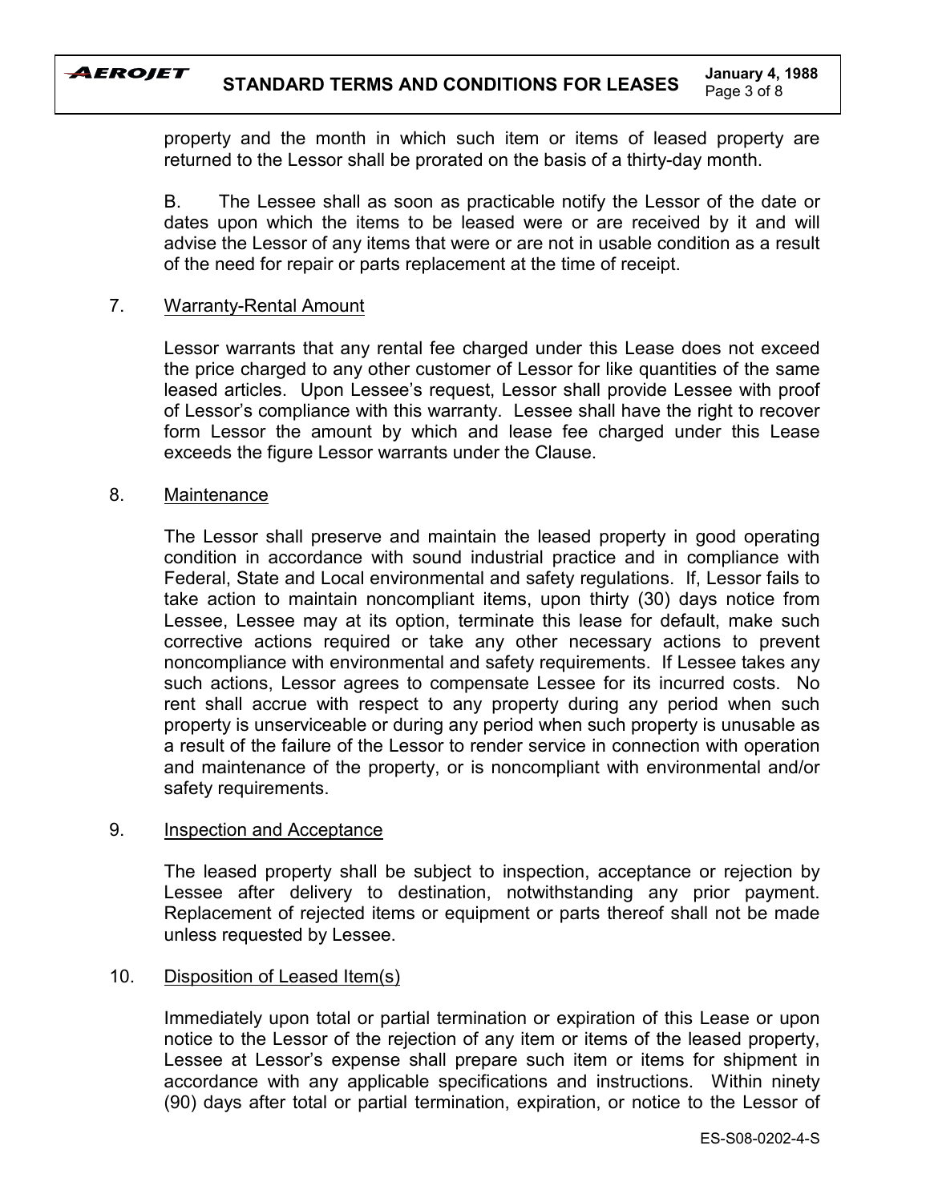property and the month in which such item or items of leased property are returned to the Lessor shall be prorated on the basis of a thirty-day month.

B. The Lessee shall as soon as practicable notify the Lessor of the date or dates upon which the items to be leased were or are received by it and will advise the Lessor of any items that were or are not in usable condition as a result of the need for repair or parts replacement at the time of receipt.

7. Warranty-Rental Amount

Lessor warrants that any rental fee charged under this Lease does not exceed the price charged to any other customer of Lessor for like quantities of the same leased articles. Upon Lessee's request, Lessor shall provide Lessee with proof of Lessor's compliance with this warranty. Lessee shall have the right to recover form Lessor the amount by which and lease fee charged under this Lease exceeds the figure Lessor warrants under the Clause.

8. Maintenance

The Lessor shall preserve and maintain the leased property in good operating condition in accordance with sound industrial practice and in compliance with Federal, State and Local environmental and safety regulations. If, Lessor fails to take action to maintain noncompliant items, upon thirty (30) days notice from Lessee, Lessee may at its option, terminate this lease for default, make such corrective actions required or take any other necessary actions to prevent noncompliance with environmental and safety requirements. If Lessee takes any such actions, Lessor agrees to compensate Lessee for its incurred costs. No rent shall accrue with respect to any property during any period when such property is unserviceable or during any period when such property is unusable as a result of the failure of the Lessor to render service in connection with operation and maintenance of the property, or is noncompliant with environmental and/or safety requirements.

9. Inspection and Acceptance

The leased property shall be subject to inspection, acceptance or rejection by Lessee after delivery to destination, notwithstanding any prior payment. Replacement of rejected items or equipment or parts thereof shall not be made unless requested by Lessee.

10. Disposition of Leased Item(s)

Immediately upon total or partial termination or expiration of this Lease or upon notice to the Lessor of the rejection of any item or items of the leased property, Lessee at Lessor's expense shall prepare such item or items for shipment in accordance with any applicable specifications and instructions. Within ninety (90) days after total or partial termination, expiration, or notice to the Lessor of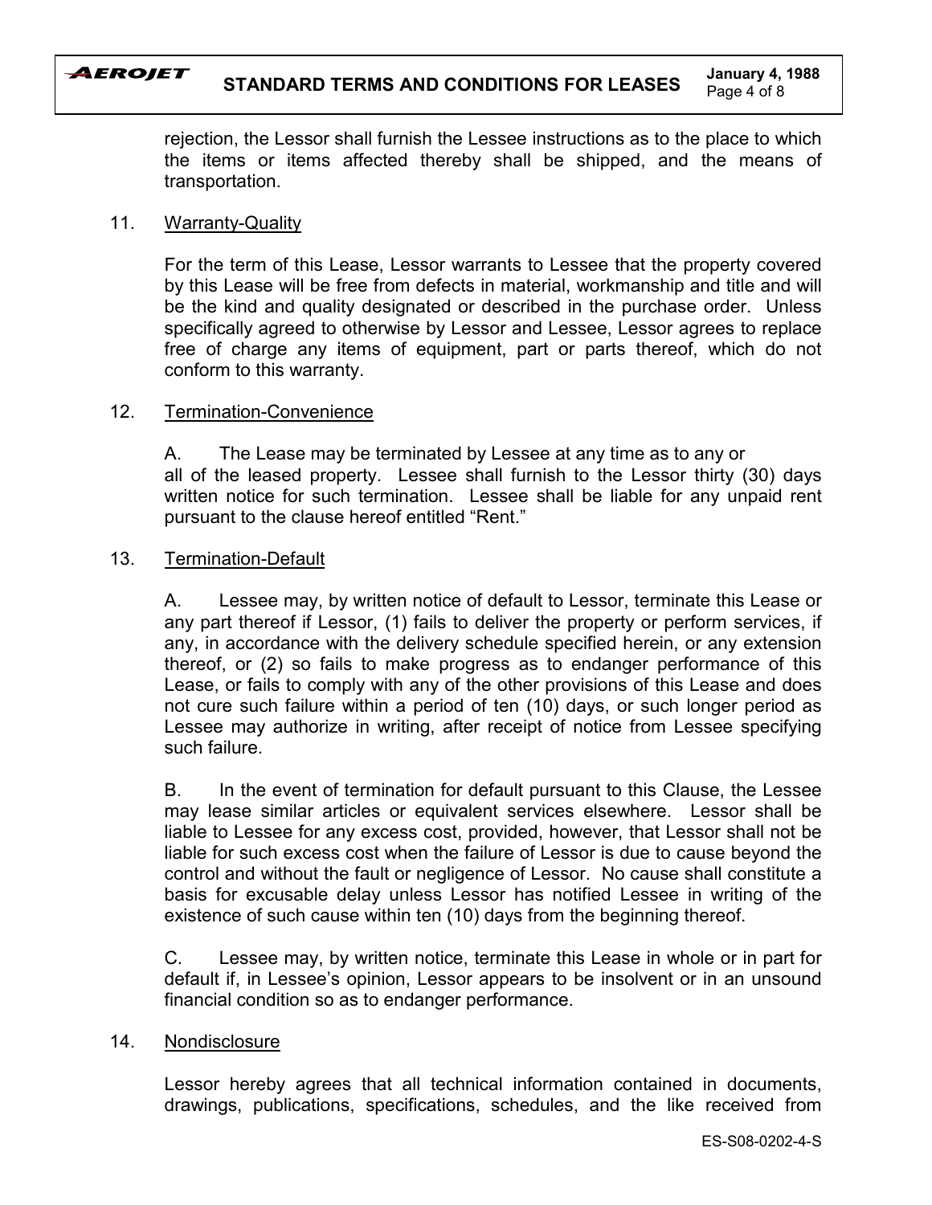rejection, the Lessor shall furnish the Lessee instructions as to the place to which the items or items affected thereby shall be shipped, and the means of transportation.

11. Warranty-Quality

For the term of this Lease, Lessor warrants to Lessee that the property covered by this Lease will be free from defects in material, workmanship and title and will be the kind and quality designated or described in the purchase order. Unless specifically agreed to otherwise by Lessor and Lessee, Lessor agrees to replace free of charge any items of equipment, part or parts thereof, which do not conform to this warranty.

12. Termination-Convenience

A. The Lease may be terminated by Lessee at any time as to any or all of the leased property. Lessee shall furnish to the Lessor thirty (30) days written notice for such termination. Lessee shall be liable for any unpaid rent pursuant to the clause hereof entitled "Rent."

13. Termination-Default

A. Lessee may, by written notice of default to Lessor, terminate this Lease or any part thereof if Lessor, (1) fails to deliver the property or perform services, if any, in accordance with the delivery schedule specified herein, or any extension thereof, or (2) so fails to make progress as to endanger performance of this Lease, or fails to comply with any of the other provisions of this Lease and does not cure such failure within a period of ten (10) days, or such longer period as Lessee may authorize in writing, after receipt of notice from Lessee specifying such failure.

B. In the event of termination for default pursuant to this Clause, the Lessee may lease similar articles or equivalent services elsewhere. Lessor shall be liable to Lessee for any excess cost, provided, however, that Lessor shall not be liable for such excess cost when the failure of Lessor is due to cause beyond the control and without the fault or negligence of Lessor. No cause shall constitute a basis for excusable delay unless Lessor has notified Lessee in writing of the existence of such cause within ten (10) days from the beginning thereof.

C. Lessee may, by written notice, terminate this Lease in whole or in part for default if, in Lessee's opinion, Lessor appears to be insolvent or in an unsound financial condition so as to endanger performance.

14. Nondisclosure

Lessor hereby agrees that all technical information contained in documents, drawings, publications, specifications, schedules, and the like received from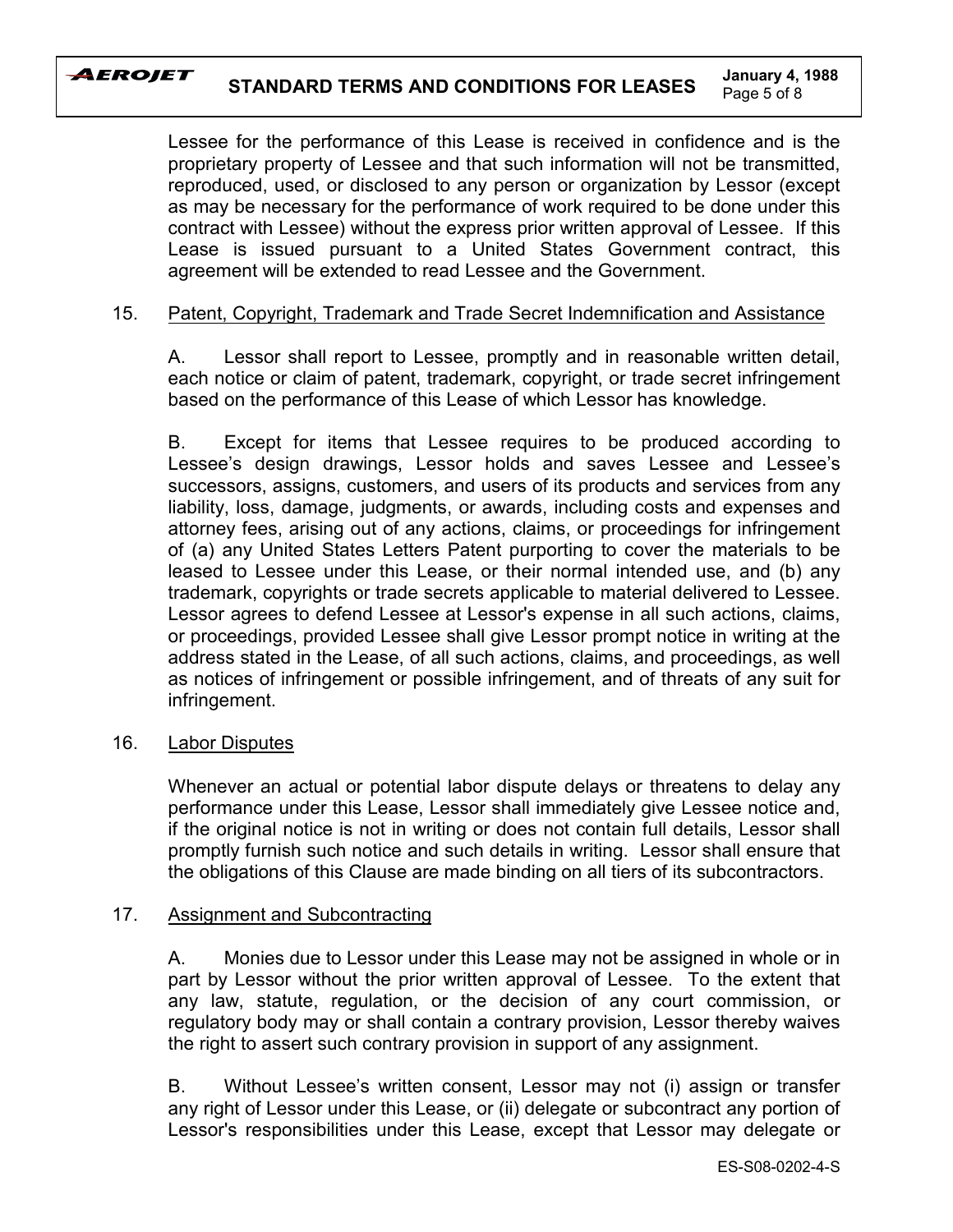Lessee for the performance of this Lease is received in confidence and is the proprietary property of Lessee and that such information will not be transmitted, reproduced, used, or disclosed to any person or organization by Lessor (except as may be necessary for the performance of work required to be done under this contract with Lessee) without the express prior written approval of Lessee. If this Lease is issued pursuant to a United States Government contract, this agreement will be extended to read Lessee and the Government.

## 15. Patent, Copyright, Trademark and Trade Secret Indemnification and Assistance

A. Lessor shall report to Lessee, promptly and in reasonable written detail, each notice or claim of patent, trademark, copyright, or trade secret infringement based on the performance of this Lease of which Lessor has knowledge.

B. Except for items that Lessee requires to be produced according to Lessee's design drawings, Lessor holds and saves Lessee and Lessee's successors, assigns, customers, and users of its products and services from any liability, loss, damage, judgments, or awards, including costs and expenses and attorney fees, arising out of any actions, claims, or proceedings for infringement of (a) any United States Letters Patent purporting to cover the materials to be leased to Lessee under this Lease, or their normal intended use, and (b) any trademark, copyrights or trade secrets applicable to material delivered to Lessee. Lessor agrees to defend Lessee at Lessor's expense in all such actions, claims, or proceedings, provided Lessee shall give Lessor prompt notice in writing at the address stated in the Lease, of all such actions, claims, and proceedings, as well as notices of infringement or possible infringement, and of threats of any suit for infringement.

## 16. Labor Disputes

Whenever an actual or potential labor dispute delays or threatens to delay any performance under this Lease, Lessor shall immediately give Lessee notice and, if the original notice is not in writing or does not contain full details, Lessor shall promptly furnish such notice and such details in writing. Lessor shall ensure that the obligations of this Clause are made binding on all tiers of its subcontractors.

## 17. Assignment and Subcontracting

A. Monies due to Lessor under this Lease may not be assigned in whole or in part by Lessor without the prior written approval of Lessee. To the extent that any law, statute, regulation, or the decision of any court commission, or regulatory body may or shall contain a contrary provision, Lessor thereby waives the right to assert such contrary provision in support of any assignment.

B. Without Lessee's written consent, Lessor may not (i) assign or transfer any right of Lessor under this Lease, or (ii) delegate or subcontract any portion of Lessor's responsibilities under this Lease, except that Lessor may delegate or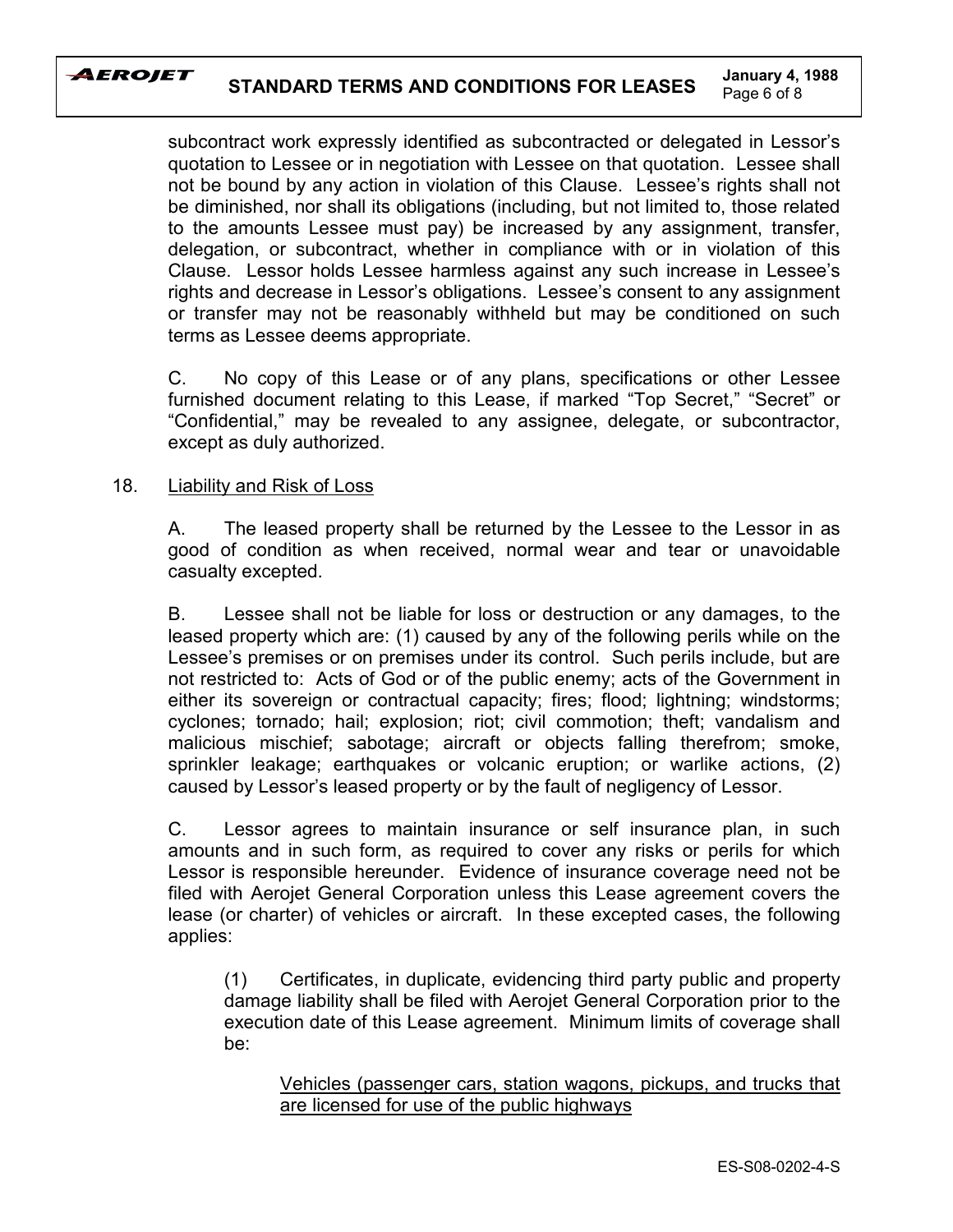subcontract work expressly identified as subcontracted or delegated in Lessor's quotation to Lessee or in negotiation with Lessee on that quotation. Lessee shall not be bound by any action in violation of this Clause. Lessee's rights shall not be diminished, nor shall its obligations (including, but not limited to, those related to the amounts Lessee must pay) be increased by any assignment, transfer, delegation, or subcontract, whether in compliance with or in violation of this Clause. Lessor holds Lessee harmless against any such increase in Lessee's rights and decrease in Lessor's obligations. Lessee's consent to any assignment or transfer may not be reasonably withheld but may be conditioned on such terms as Lessee deems appropriate.

C. No copy of this Lease or of any plans, specifications or other Lessee furnished document relating to this Lease, if marked "Top Secret," "Secret" or "Confidential," may be revealed to any assignee, delegate, or subcontractor, except as duly authorized.

18. <u>Liability and Risk of Loss</u>

A. The leased property shall be returned by the Lessee to the Lessor in as good of condition as when received, normal wear and tear or unavoidable casualty excepted.

B. Lessee shall not be liable for loss or destruction or any damages, to the leased property which are: (1) caused by any of the following perils while on the Lessee's premises or on premises under its control. Such perils include, but are not restricted to: Acts of God or of the public enemy; acts of the Government in either its sovereign or contractual capacity; fires; flood; lightning; windstorms; cyclones; tornado; hail; explosion; riot; civil commotion; theft; vandalism and malicious mischief; sabotage; aircraft or objects falling therefrom; smoke, sprinkler leakage; earthquakes or volcanic eruption; or warlike actions, (2) caused by Lessor's leased property or by the fault of negligency of Lessor.

C. Lessor agrees to maintain insurance or self insurance plan, in such amounts and in such form, as required to cover any risks or perils for which Lessor is responsible hereunder. Evidence of insurance coverage need not be filed with Aerojet General Corporation unless this Lease agreement covers the lease (or charter) of vehicles or aircraft. In these excepted cases, the following applies:

(1) Certificates, in duplicate, evidencing third party public and property damage liability shall be filed with Aerojet General Corporation prior to the execution date of this Lease agreement. Minimum limits of coverage shall be:

<u>Vehicles (passenger cars, station wagons, pickups, and trucks that are licensed for use of the public highways</u>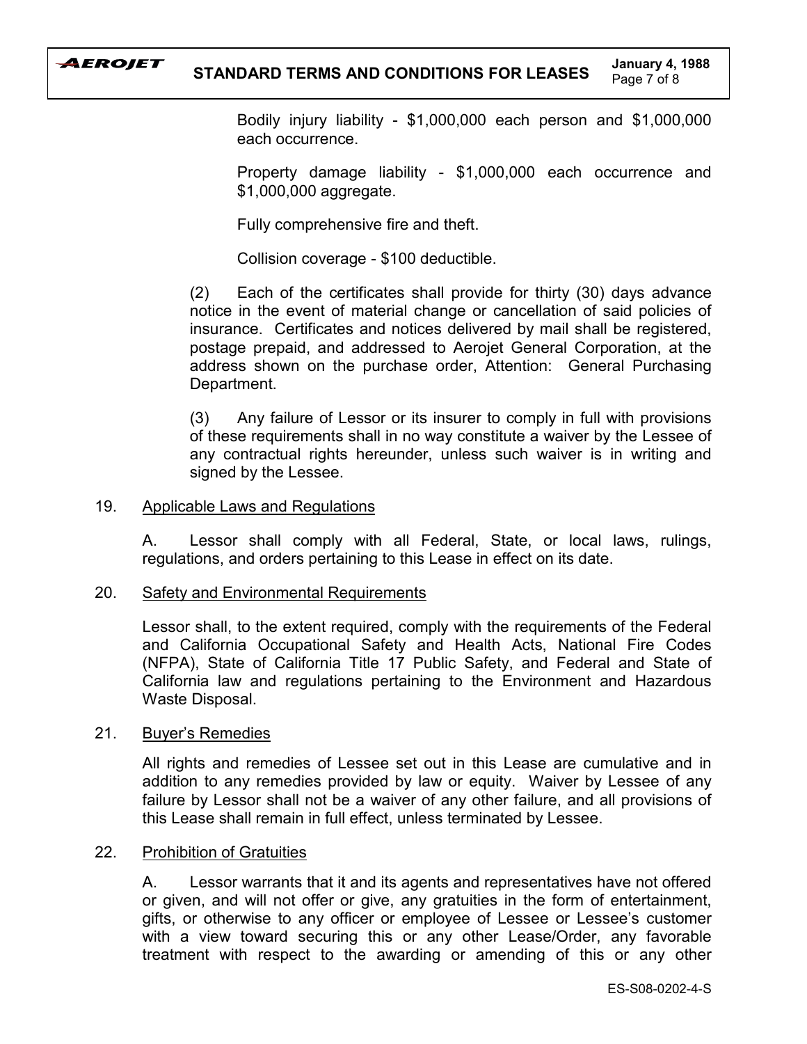Bodily injury liability - $1,000,000 each person and $1,000,000 each occurrence.

Property damage liability - $1,000,000 each occurrence and $1,000,000 aggregate.

Fully comprehensive fire and theft.

Collision coverage - $100 deductible.

(2) Each of the certificates shall provide for thirty (30) days advance notice in the event of material change or cancellation of said policies of insurance. Certificates and notices delivered by mail shall be registered, postage prepaid, and addressed to Aerojet General Corporation, at the address shown on the purchase order, Attention: General Purchasing Department.

(3) Any failure of Lessor or its insurer to comply in full with provisions of these requirements shall in no way constitute a waiver by the Lessee of any contractual rights hereunder, unless such waiver is in writing and signed by the Lessee.

19. Applicable Laws and Regulations

A. Lessor shall comply with all Federal, State, or local laws, rulings, regulations, and orders pertaining to this Lease in effect on its date.

20. Safety and Environmental Requirements

Lessor shall, to the extent required, comply with the requirements of the Federal and California Occupational Safety and Health Acts, National Fire Codes (NFPA), State of California Title 17 Public Safety, and Federal and State of California law and regulations pertaining to the Environment and Hazardous Waste Disposal.

21. Buyer's Remedies

All rights and remedies of Lessee set out in this Lease are cumulative and in addition to any remedies provided by law or equity. Waiver by Lessee of any failure by Lessor shall not be a waiver of any other failure, and all provisions of this Lease shall remain in full effect, unless terminated by Lessee.

22. Prohibition of Gratuities

A. Lessor warrants that it and its agents and representatives have not offered or given, and will not offer or give, any gratuities in the form of entertainment, gifts, or otherwise to any officer or employee of Lessee or Lessee's customer with a view toward securing this or any other Lease/Order, any favorable treatment with respect to the awarding or amending of this or any other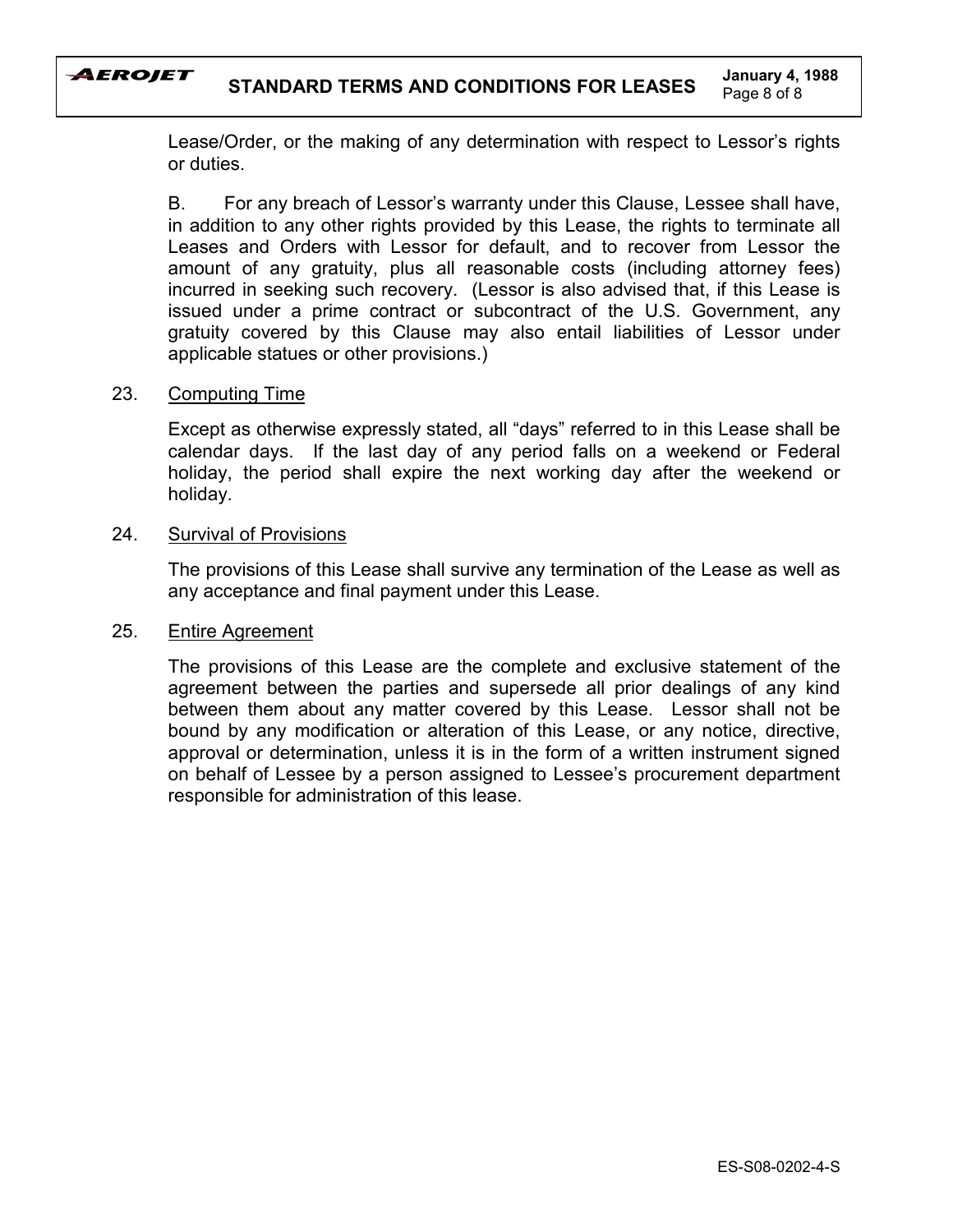Lease/Order, or the making of any determination with respect to Lessor's rights or duties.

B. For any breach of Lessor's warranty under this Clause, Lessee shall have, in addition to any other rights provided by this Lease, the rights to terminate all Leases and Orders with Lessor for default, and to recover from Lessor the amount of any gratuity, plus all reasonable costs (including attorney fees) incurred in seeking such recovery. (Lessor is also advised that, if this Lease is issued under a prime contract or subcontract of the U.S. Government, any gratuity covered by this Clause may also entail liabilities of Lessor under applicable statues or other provisions.)

23. Computing Time

Except as otherwise expressly stated, all "days" referred to in this Lease shall be calendar days. If the last day of any period falls on a weekend or Federal holiday, the period shall expire the next working day after the weekend or holiday.

24. Survival of Provisions

The provisions of this Lease shall survive any termination of the Lease as well as any acceptance and final payment under this Lease.

25. Entire Agreement

The provisions of this Lease are the complete and exclusive statement of the agreement between the parties and supersede all prior dealings of any kind between them about any matter covered by this Lease. Lessor shall not be bound by any modification or alteration of this Lease, or any notice, directive, approval or determination, unless it is in the form of a written instrument signed on behalf of Lessee by a person assigned to Lessee's procurement department responsible for administration of this lease.